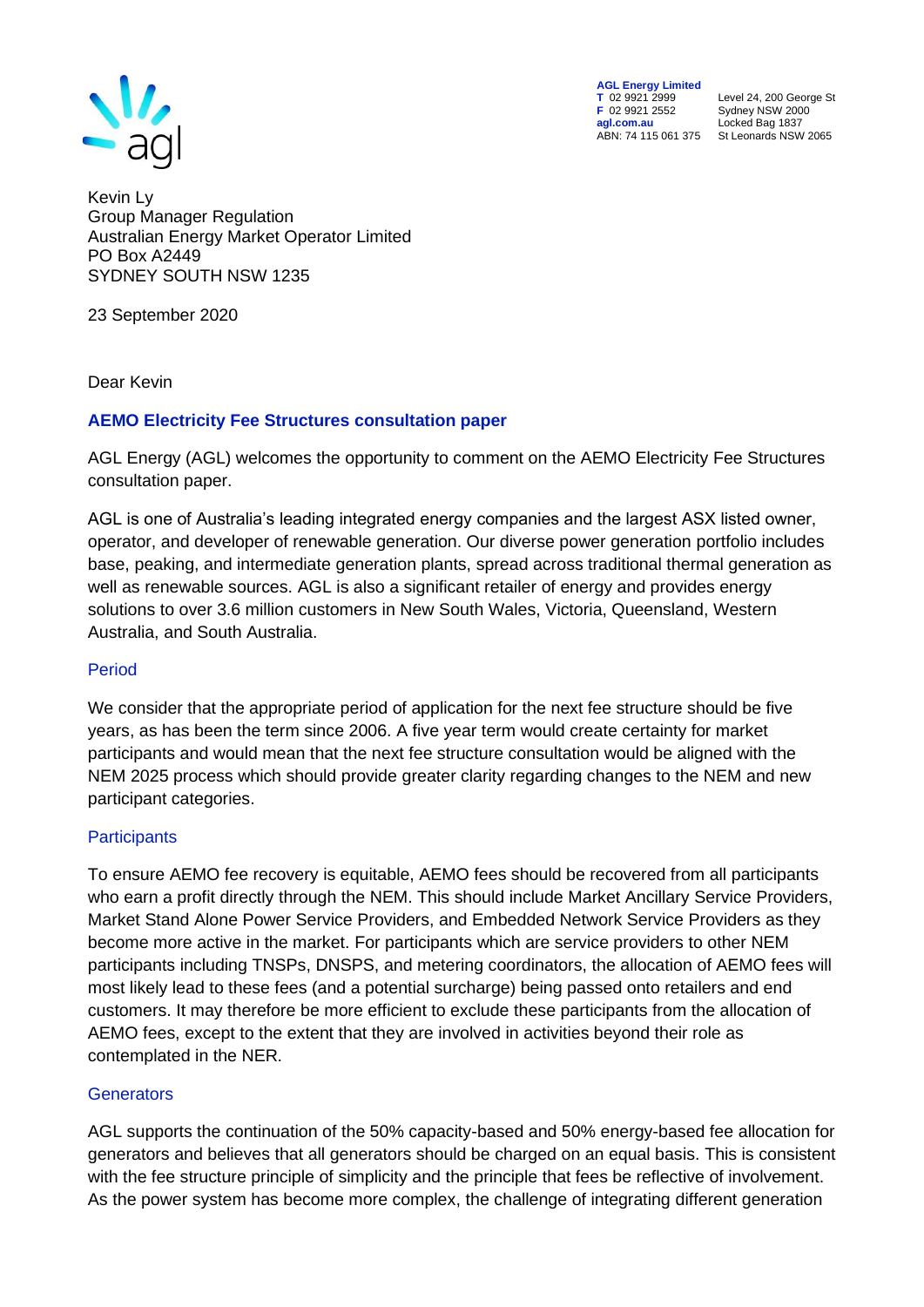AGL Energy Limited
T 02 9921 2999
F 02 9921 2552
agl.com.au
ABN: 74 115 061 375

Level 24, 200 George St
Sydney NSW 2000
Locked Bag 1837
St Leonards NSW 2065

Kevin Ly
Group Manager Regulation
Australian Energy Market Operator Limited
PO Box A2449
SYDNEY SOUTH NSW 1235

23 September 2020

Dear Kevin

## AEMO Electricity Fee Structures consultation paper

AGL Energy (AGL) welcomes the opportunity to comment on the AEMO Electricity Fee Structures consultation paper.

AGL is one of Australia's leading integrated energy companies and the largest ASX listed owner, operator, and developer of renewable generation. Our diverse power generation portfolio includes base, peaking, and intermediate generation plants, spread across traditional thermal generation as well as renewable sources. AGL is also a significant retailer of energy and provides energy solutions to over 3.6 million customers in New South Wales, Victoria, Queensland, Western Australia, and South Australia.

### Period

We consider that the appropriate period of application for the next fee structure should be five years, as has been the term since 2006. A five year term would create certainty for market participants and would mean that the next fee structure consultation would be aligned with the NEM 2025 process which should provide greater clarity regarding changes to the NEM and new participant categories.

### Participants

To ensure AEMO fee recovery is equitable, AEMO fees should be recovered from all participants who earn a profit directly through the NEM. This should include Market Ancillary Service Providers, Market Stand Alone Power Service Providers, and Embedded Network Service Providers as they become more active in the market. For participants which are service providers to other NEM participants including TNSPs, DNSPS, and metering coordinators, the allocation of AEMO fees will most likely lead to these fees (and a potential surcharge) being passed onto retailers and end customers. It may therefore be more efficient to exclude these participants from the allocation of AEMO fees, except to the extent that they are involved in activities beyond their role as contemplated in the NER.

### Generators

AGL supports the continuation of the 50% capacity-based and 50% energy-based fee allocation for generators and believes that all generators should be charged on an equal basis. This is consistent with the fee structure principle of simplicity and the principle that fees be reflective of involvement. As the power system has become more complex, the challenge of integrating different generation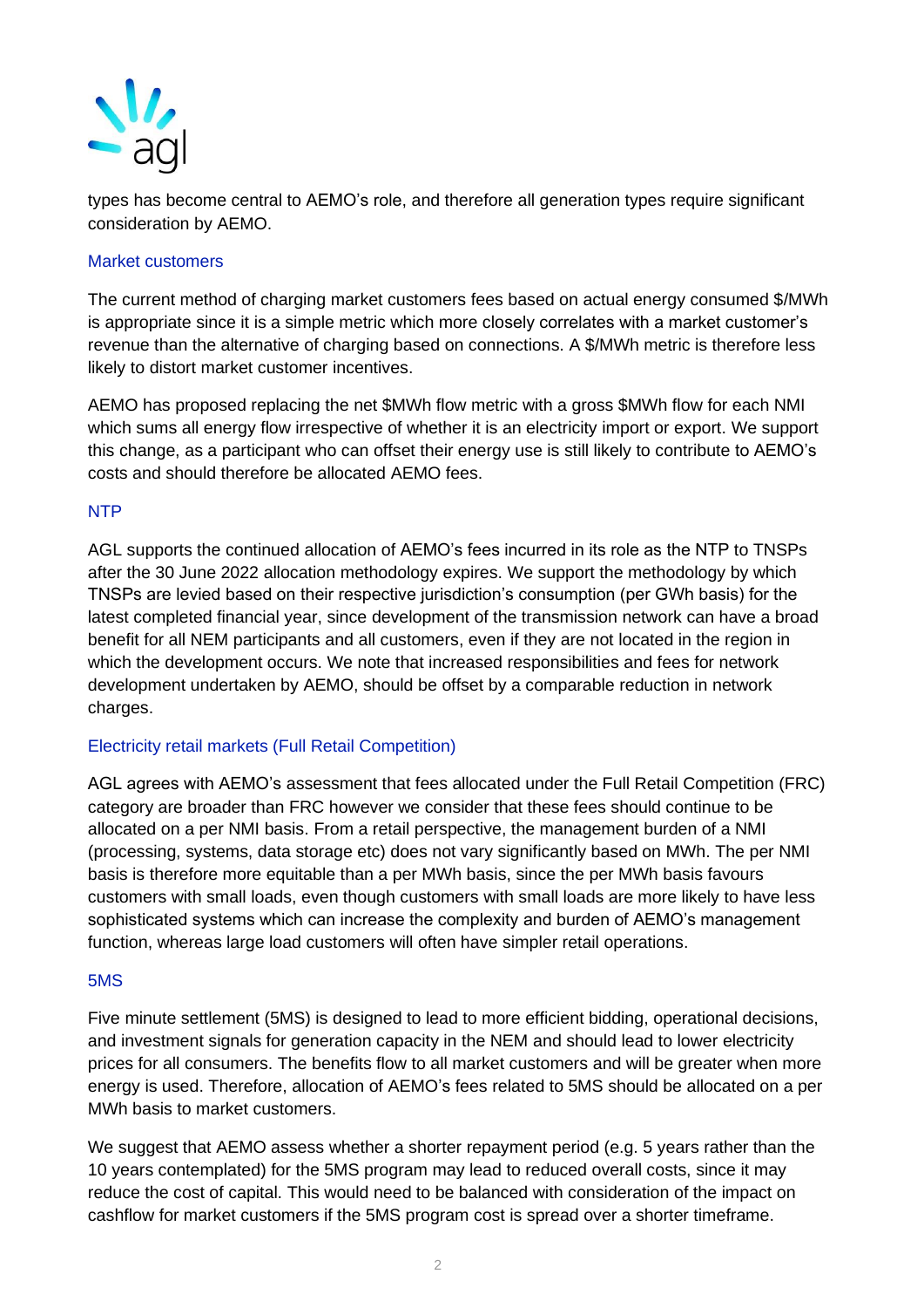types has become central to AEMO's role, and therefore all generation types require significant consideration by AEMO.

### Market customers

The current method of charging market customers fees based on actual energy consumed $/MWh is appropriate since it is a simple metric which more closely correlates with a market customer's revenue than the alternative of charging based on connections. A $/MWh metric is therefore less likely to distort market customer incentives.

AEMO has proposed replacing the net $MWh flow metric with a gross $MWh flow for each NMI which sums all energy flow irrespective of whether it is an electricity import or export. We support this change, as a participant who can offset their energy use is still likely to contribute to AEMO's costs and should therefore be allocated AEMO fees.

### NTP

AGL supports the continued allocation of AEMO's fees incurred in its role as the NTP to TNSPs after the 30 June 2022 allocation methodology expires. We support the methodology by which TNSPs are levied based on their respective jurisdiction's consumption (per GWh basis) for the latest completed financial year, since development of the transmission network can have a broad benefit for all NEM participants and all customers, even if they are not located in the region in which the development occurs. We note that increased responsibilities and fees for network development undertaken by AEMO, should be offset by a comparable reduction in network charges.

### Electricity retail markets (Full Retail Competition)

AGL agrees with AEMO's assessment that fees allocated under the Full Retail Competition (FRC) category are broader than FRC however we consider that these fees should continue to be allocated on a per NMI basis. From a retail perspective, the management burden of a NMI (processing, systems, data storage etc) does not vary significantly based on MWh. The per NMI basis is therefore more equitable than a per MWh basis, since the per MWh basis favours customers with small loads, even though customers with small loads are more likely to have less sophisticated systems which can increase the complexity and burden of AEMO's management function, whereas large load customers will often have simpler retail operations.

### 5MS

Five minute settlement (5MS) is designed to lead to more efficient bidding, operational decisions, and investment signals for generation capacity in the NEM and should lead to lower electricity prices for all consumers. The benefits flow to all market customers and will be greater when more energy is used. Therefore, allocation of AEMO's fees related to 5MS should be allocated on a per MWh basis to market customers.

We suggest that AEMO assess whether a shorter repayment period (e.g. 5 years rather than the 10 years contemplated) for the 5MS program may lead to reduced overall costs, since it may reduce the cost of capital. This would need to be balanced with consideration of the impact on cashflow for market customers if the 5MS program cost is spread over a shorter timeframe.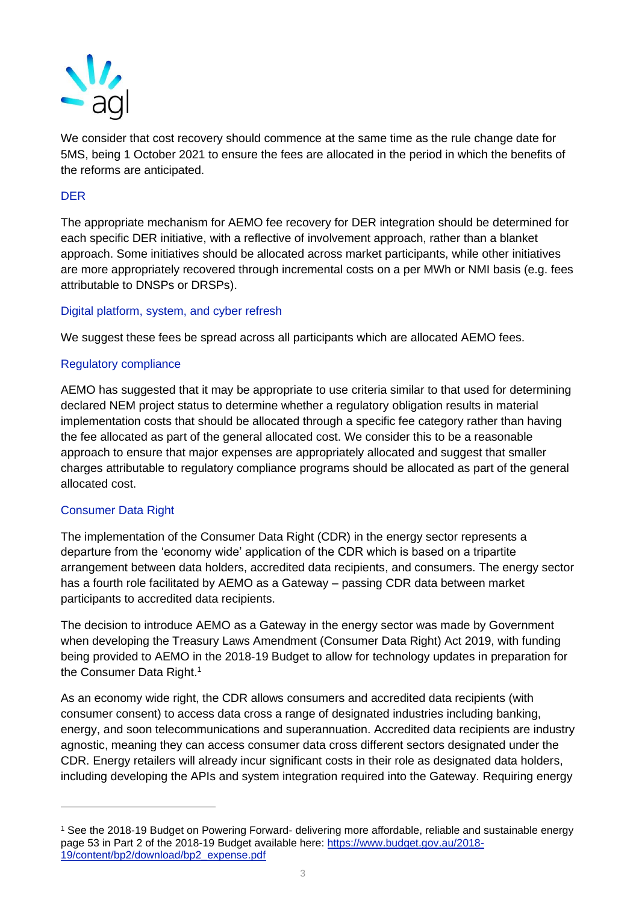We consider that cost recovery should commence at the same time as the rule change date for 5MS, being 1 October 2021 to ensure the fees are allocated in the period in which the benefits of the reforms are anticipated.

### DER

The appropriate mechanism for AEMO fee recovery for DER integration should be determined for each specific DER initiative, with a reflective of involvement approach, rather than a blanket approach. Some initiatives should be allocated across market participants, while other initiatives are more appropriately recovered through incremental costs on a per MWh or NMI basis (e.g. fees attributable to DNSPs or DRSPs).

### Digital platform, system, and cyber refresh

We suggest these fees be spread across all participants which are allocated AEMO fees.

### Regulatory compliance

AEMO has suggested that it may be appropriate to use criteria similar to that used for determining declared NEM project status to determine whether a regulatory obligation results in material implementation costs that should be allocated through a specific fee category rather than having the fee allocated as part of the general allocated cost. We consider this to be a reasonable approach to ensure that major expenses are appropriately allocated and suggest that smaller charges attributable to regulatory compliance programs should be allocated as part of the general allocated cost.

### Consumer Data Right

The implementation of the Consumer Data Right (CDR) in the energy sector represents a departure from the 'economy wide' application of the CDR which is based on a tripartite arrangement between data holders, accredited data recipients, and consumers. The energy sector has a fourth role facilitated by AEMO as a Gateway – passing CDR data between market participants to accredited data recipients.

The decision to introduce AEMO as a Gateway in the energy sector was made by Government when developing the Treasury Laws Amendment (Consumer Data Right) Act 2019, with funding being provided to AEMO in the 2018-19 Budget to allow for technology updates in preparation for the Consumer Data Right.[1]

As an economy wide right, the CDR allows consumers and accredited data recipients (with consumer consent) to access data cross a range of designated industries including banking, energy, and soon telecommunications and superannuation. Accredited data recipients are industry agnostic, meaning they can access consumer data cross different sectors designated under the CDR. Energy retailers will already incur significant costs in their role as designated data holders, including developing the APIs and system integration required into the Gateway. Requiring energy

---

[1] See the 2018-19 Budget on Powering Forward- delivering more affordable, reliable and sustainable energy page 53 in Part 2 of the 2018-19 Budget available here: https://www.budget.gov.au/2018-19/content/bp2/download/bp2_expense.pdf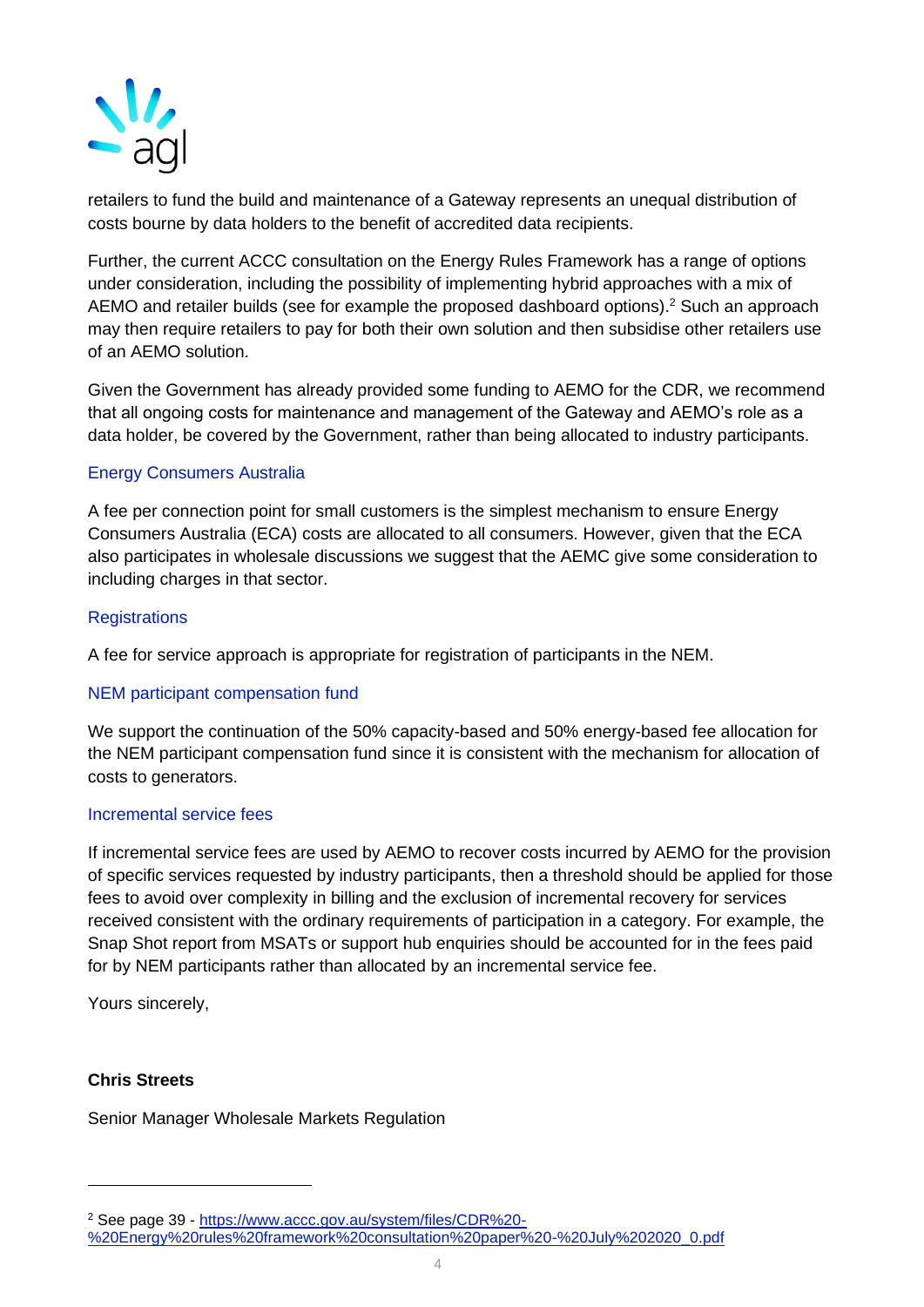retailers to fund the build and maintenance of a Gateway represents an unequal distribution of costs bourne by data holders to the benefit of accredited data recipients.

Further, the current ACCC consultation on the Energy Rules Framework has a range of options under consideration, including the possibility of implementing hybrid approaches with a mix of AEMO and retailer builds (see for example the proposed dashboard options).[2] Such an approach may then require retailers to pay for both their own solution and then subsidise other retailers use of an AEMO solution.

Given the Government has already provided some funding to AEMO for the CDR, we recommend that all ongoing costs for maintenance and management of the Gateway and AEMO's role as a data holder, be covered by the Government, rather than being allocated to industry participants.

### Energy Consumers Australia

A fee per connection point for small customers is the simplest mechanism to ensure Energy Consumers Australia (ECA) costs are allocated to all consumers. However, given that the ECA also participates in wholesale discussions we suggest that the AEMC give some consideration to including charges in that sector.

### Registrations

A fee for service approach is appropriate for registration of participants in the NEM.

### NEM participant compensation fund

We support the continuation of the 50% capacity-based and 50% energy-based fee allocation for the NEM participant compensation fund since it is consistent with the mechanism for allocation of costs to generators.

### Incremental service fees

If incremental service fees are used by AEMO to recover costs incurred by AEMO for the provision of specific services requested by industry participants, then a threshold should be applied for those fees to avoid over complexity in billing and the exclusion of incremental recovery for services received consistent with the ordinary requirements of participation in a category. For example, the Snap Shot report from MSATs or support hub enquiries should be accounted for in the fees paid for by NEM participants rather than allocated by an incremental service fee.

Yours sincerely,

**Chris Streets**

Senior Manager Wholesale Markets Regulation

---

[2] See page 39 - https://www.accc.gov.au/system/files/CDR%20-%20Energy%20rules%20framework%20consultation%20paper%20-%20July%202020_0.pdf